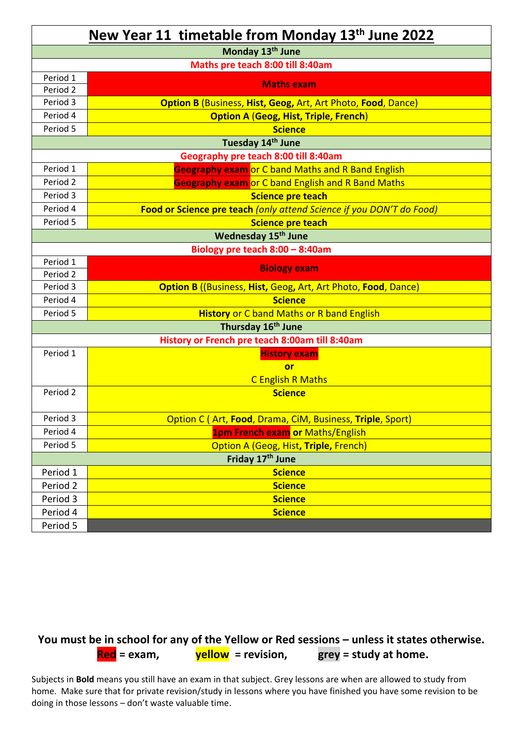# New Year 11 timetable from Monday 13th June 2022

| | |
|---|---|
| **Monday 13th June** | |
| **Maths pre teach 8:00 till 8:40am** | |
| Period 1 | **Maths exam** |
| Period 2 | |
| Period 3 | **Option B** (Business, **Hist, Geog,** Art, Art Photo, **Food**, Dance) |
| Period 4 | **Option A** (**Geog, Hist, Triple, French**) |
| Period 5 | **Science** |
| **Tuesday 14th June** | |
| **Geography pre teach 8:00 till 8:40am** | |
| Period 1 | **Geography exam** or C band Maths and R Band English |
| Period 2 | **Geography exam** or C band English and R Band Maths |
| Period 3 | **Science pre teach** |
| Period 4 | **Food or Science pre teach** *(only attend Science if you DON'T do Food)* |
| Period 5 | **Science pre teach** |
| **Wednesday 15th June** | |
| **Biology pre teach 8:00 – 8:40am** | |
| Period 1 | **Biology exam** |
| Period 2 | |
| Period 3 | **Option B** ((Business, **Hist,** Geog, Art, Art Photo, **Food**, Dance) |
| Period 4 | **Science** |
| Period 5 | **History** or C band Maths or R band English |
| **Thursday 16th June** | |
| **History or French pre teach 8:00am till 8:40am** | |
| Period 1 | **History exam** **or** C English R Maths |
| Period 2 | **Science** |
| Period 3 | Option C ( Art, **Food**, Drama, CiM, Business, **Triple**, Sport) |
| Period 4 | **1pm French exam** **or** Maths/English |
| Period 5 | Option A (Geog, Hist, **Triple,** French) |
| **Friday 17th June** | |
| Period 1 | **Science** |
| Period 2 | **Science** |
| Period 3 | **Science** |
| Period 4 | **Science** |
| Period 5 | |

**You must be in school for any of the Yellow or Red sessions – unless it states otherwise.**

**Red = exam, yellow = revision, grey = study at home.**

Subjects in **Bold** means you still have an exam in that subject. Grey lessons are when are allowed to study from home. Make sure that for private revision/study in lessons where you have finished you have some revision to be doing in those lessons – don't waste valuable time.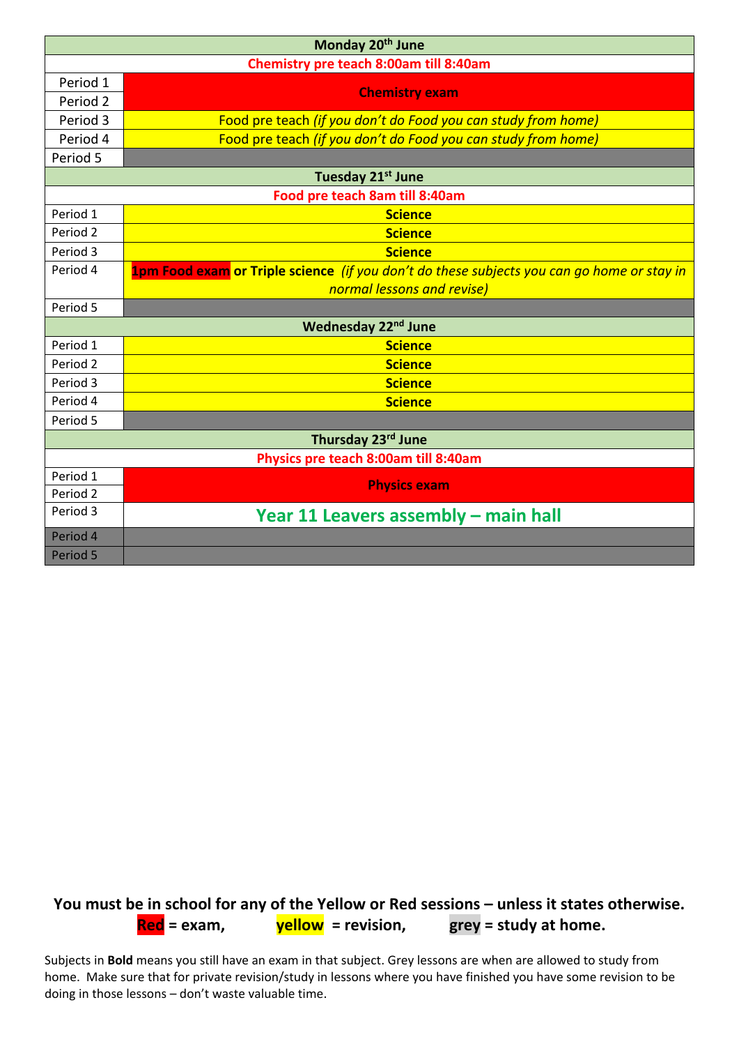| | |
|---|---|
| **Monday 20th June** | |
| **Chemistry pre teach 8:00am till 8:40am** | |
| Period 1 | **Chemistry exam** |
| Period 2 | |
| Period 3 | Food pre teach *(if you don't do Food you can study from home)* |
| Period 4 | Food pre teach *(if you don't do Food you can study from home)* |
| Period 5 | |
| **Tuesday 21st June** | |
| **Food pre teach 8am till 8:40am** | |
| Period 1 | **Science** |
| Period 2 | **Science** |
| Period 3 | **Science** |
| Period 4 | **1pm Food exam** **or Triple science** *(if you don't do these subjects you can go home or stay in normal lessons and revise)* |
| Period 5 | |
| **Wednesday 22nd June** | |
| Period 1 | **Science** |
| Period 2 | **Science** |
| Period 3 | **Science** |
| Period 4 | **Science** |
| Period 5 | |
| **Thursday 23rd June** | |
| **Physics pre teach 8:00am till 8:40am** | |
| Period 1 | **Physics exam** |
| Period 2 | |
| Period 3 | **Year 11 Leavers assembly – main hall** |
| Period 4 | |
| Period 5 | |

**You must be in school for any of the Yellow or Red sessions – unless it states otherwise.**
**Red = exam, yellow = revision, grey = study at home.**

Subjects in **Bold** means you still have an exam in that subject. Grey lessons are when are allowed to study from home. Make sure that for private revision/study in lessons where you have finished you have some revision to be doing in those lessons – don't waste valuable time.